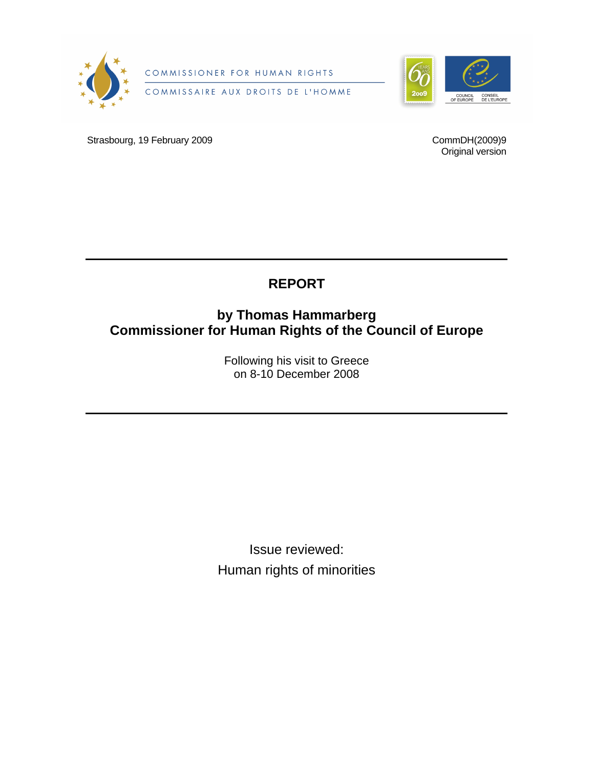COMMISSIONER FOR HUMAN RIGHTS

COMMISSAIRE AUX DROITS DE L'HOMME

Strasbourg, 19 February 2009

CommDH(2009)9
Original version

# REPORT

## by Thomas Hammarberg
## Commissioner for Human Rights of the Council of Europe

Following his visit to Greece
on 8-10 December 2008

Issue reviewed:
Human rights of minorities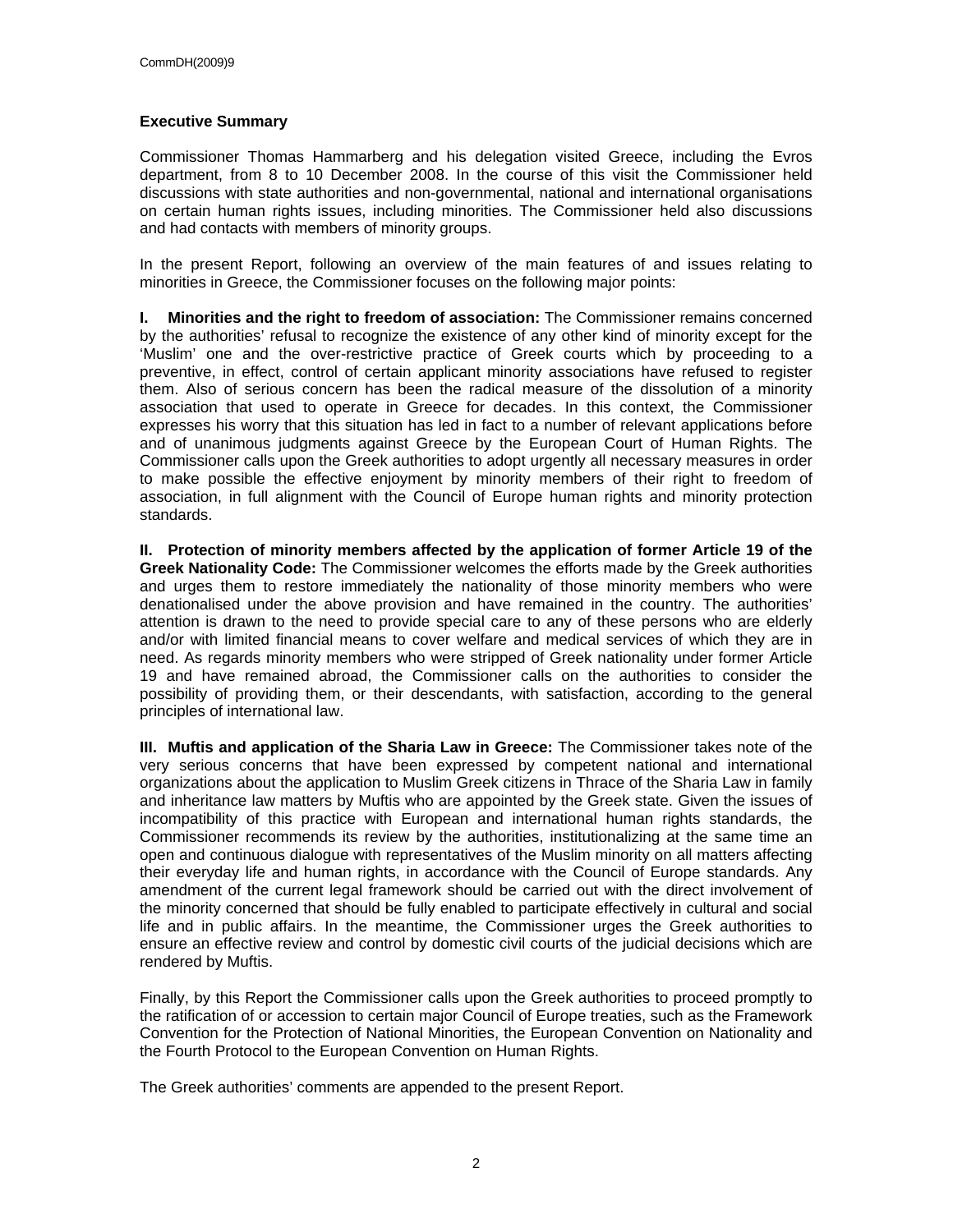### Executive Summary

Commissioner Thomas Hammarberg and his delegation visited Greece, including the Evros department, from 8 to 10 December 2008. In the course of this visit the Commissioner held discussions with state authorities and non-governmental, national and international organisations on certain human rights issues, including minorities. The Commissioner held also discussions and had contacts with members of minority groups.

In the present Report, following an overview of the main features of and issues relating to minorities in Greece, the Commissioner focuses on the following major points:

**I. Minorities and the right to freedom of association:** The Commissioner remains concerned by the authorities' refusal to recognize the existence of any other kind of minority except for the 'Muslim' one and the over-restrictive practice of Greek courts which by proceeding to a preventive, in effect, control of certain applicant minority associations have refused to register them. Also of serious concern has been the radical measure of the dissolution of a minority association that used to operate in Greece for decades. In this context, the Commissioner expresses his worry that this situation has led in fact to a number of relevant applications before and of unanimous judgments against Greece by the European Court of Human Rights. The Commissioner calls upon the Greek authorities to adopt urgently all necessary measures in order to make possible the effective enjoyment by minority members of their right to freedom of association, in full alignment with the Council of Europe human rights and minority protection standards.

**II. Protection of minority members affected by the application of former Article 19 of the Greek Nationality Code:** The Commissioner welcomes the efforts made by the Greek authorities and urges them to restore immediately the nationality of those minority members who were denationalised under the above provision and have remained in the country. The authorities' attention is drawn to the need to provide special care to any of these persons who are elderly and/or with limited financial means to cover welfare and medical services of which they are in need. As regards minority members who were stripped of Greek nationality under former Article 19 and have remained abroad, the Commissioner calls on the authorities to consider the possibility of providing them, or their descendants, with satisfaction, according to the general principles of international law.

**III. Muftis and application of the Sharia Law in Greece:** The Commissioner takes note of the very serious concerns that have been expressed by competent national and international organizations about the application to Muslim Greek citizens in Thrace of the Sharia Law in family and inheritance law matters by Muftis who are appointed by the Greek state. Given the issues of incompatibility of this practice with European and international human rights standards, the Commissioner recommends its review by the authorities, institutionalizing at the same time an open and continuous dialogue with representatives of the Muslim minority on all matters affecting their everyday life and human rights, in accordance with the Council of Europe standards. Any amendment of the current legal framework should be carried out with the direct involvement of the minority concerned that should be fully enabled to participate effectively in cultural and social life and in public affairs. In the meantime, the Commissioner urges the Greek authorities to ensure an effective review and control by domestic civil courts of the judicial decisions which are rendered by Muftis.

Finally, by this Report the Commissioner calls upon the Greek authorities to proceed promptly to the ratification of or accession to certain major Council of Europe treaties, such as the Framework Convention for the Protection of National Minorities, the European Convention on Nationality and the Fourth Protocol to the European Convention on Human Rights.

The Greek authorities' comments are appended to the present Report.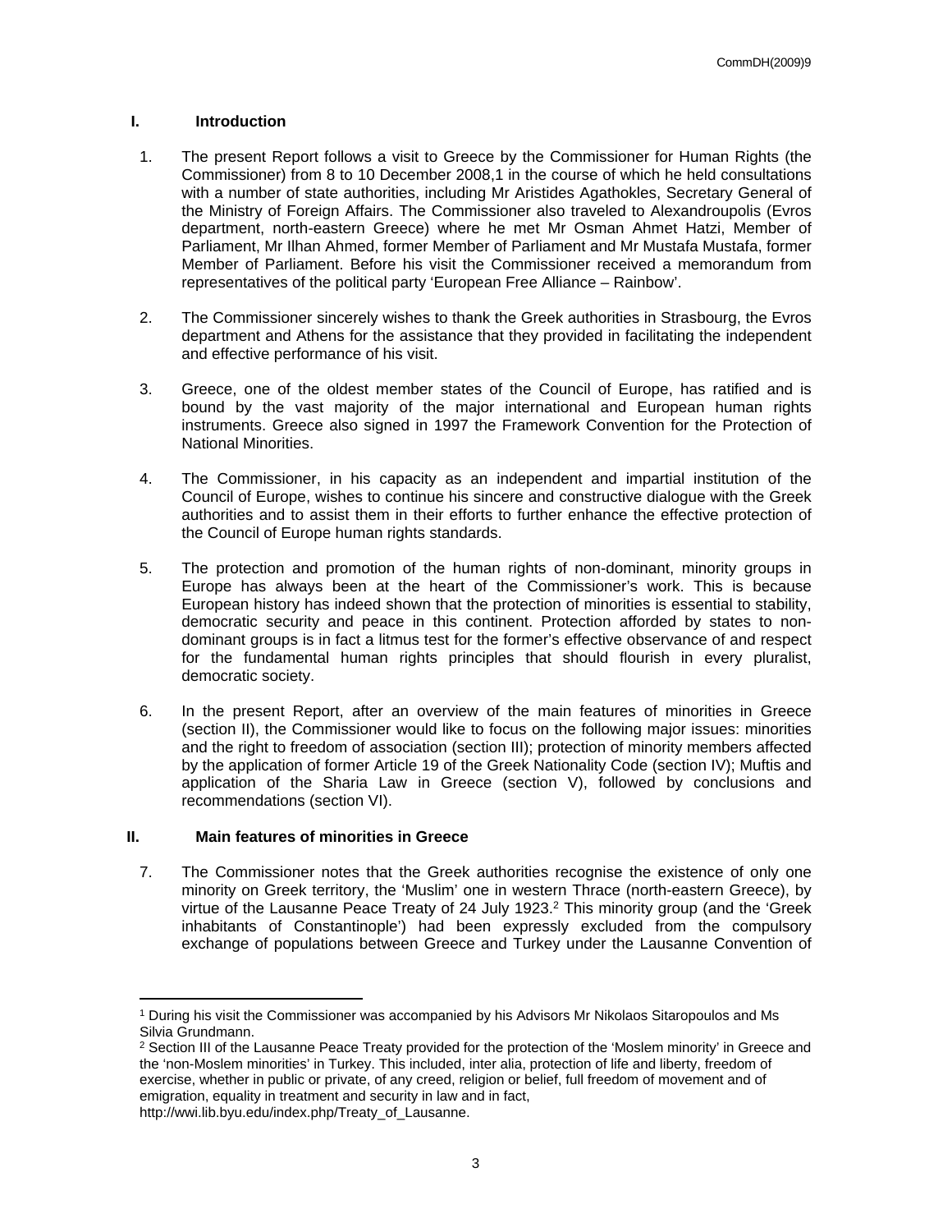## I. Introduction

1. The present Report follows a visit to Greece by the Commissioner for Human Rights (the Commissioner) from 8 to 10 December 2008,1 in the course of which he held consultations with a number of state authorities, including Mr Aristides Agathokles, Secretary General of the Ministry of Foreign Affairs. The Commissioner also traveled to Alexandroupolis (Evros department, north-eastern Greece) where he met Mr Osman Ahmet Hatzi, Member of Parliament, Mr Ilhan Ahmed, former Member of Parliament and Mr Mustafa Mustafa, former Member of Parliament. Before his visit the Commissioner received a memorandum from representatives of the political party 'European Free Alliance – Rainbow'.

2. The Commissioner sincerely wishes to thank the Greek authorities in Strasbourg, the Evros department and Athens for the assistance that they provided in facilitating the independent and effective performance of his visit.

3. Greece, one of the oldest member states of the Council of Europe, has ratified and is bound by the vast majority of the major international and European human rights instruments. Greece also signed in 1997 the Framework Convention for the Protection of National Minorities.

4. The Commissioner, in his capacity as an independent and impartial institution of the Council of Europe, wishes to continue his sincere and constructive dialogue with the Greek authorities and to assist them in their efforts to further enhance the effective protection of the Council of Europe human rights standards.

5. The protection and promotion of the human rights of non-dominant, minority groups in Europe has always been at the heart of the Commissioner's work. This is because European history has indeed shown that the protection of minorities is essential to stability, democratic security and peace in this continent. Protection afforded by states to non-dominant groups is in fact a litmus test for the former's effective observance of and respect for the fundamental human rights principles that should flourish in every pluralist, democratic society.

6. In the present Report, after an overview of the main features of minorities in Greece (section II), the Commissioner would like to focus on the following major issues: minorities and the right to freedom of association (section III); protection of minority members affected by the application of former Article 19 of the Greek Nationality Code (section IV); Muftis and application of the Sharia Law in Greece (section V), followed by conclusions and recommendations (section VI).

## II. Main features of minorities in Greece

7. The Commissioner notes that the Greek authorities recognise the existence of only one minority on Greek territory, the 'Muslim' one in western Thrace (north-eastern Greece), by virtue of the Lausanne Peace Treaty of 24 July 1923.[2] This minority group (and the 'Greek inhabitants of Constantinople') had been expressly excluded from the compulsory exchange of populations between Greece and Turkey under the Lausanne Convention of

---

[1] During his visit the Commissioner was accompanied by his Advisors Mr Nikolaos Sitaropoulos and Ms Silvia Grundmann.

[2] Section III of the Lausanne Peace Treaty provided for the protection of the 'Moslem minority' in Greece and the 'non-Moslem minorities' in Turkey. This included, inter alia, protection of life and liberty, freedom of exercise, whether in public or private, of any creed, religion or belief, full freedom of movement and of emigration, equality in treatment and security in law and in fact, http://wwi.lib.byu.edu/index.php/Treaty_of_Lausanne.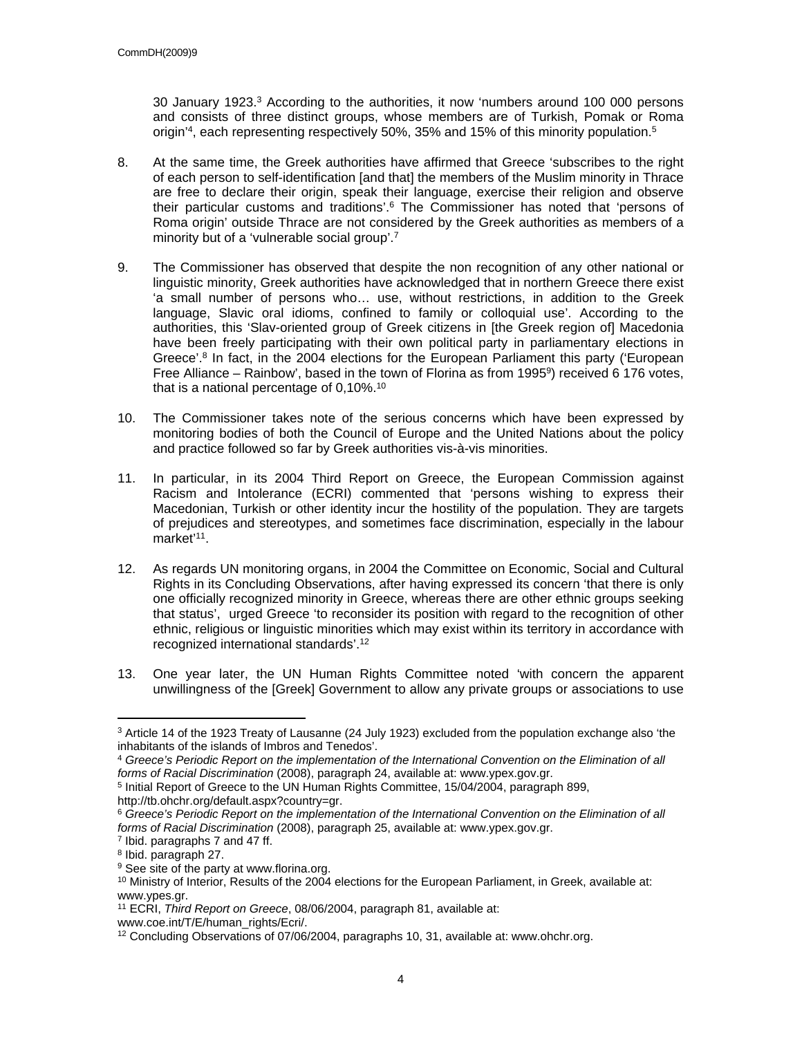30 January 1923.[3] According to the authorities, it now 'numbers around 100 000 persons and consists of three distinct groups, whose members are of Turkish, Pomak or Roma origin'[4], each representing respectively 50%, 35% and 15% of this minority population.[5]

8. At the same time, the Greek authorities have affirmed that Greece 'subscribes to the right of each person to self-identification [and that] the members of the Muslim minority in Thrace are free to declare their origin, speak their language, exercise their religion and observe their particular customs and traditions'.[6] The Commissioner has noted that 'persons of Roma origin' outside Thrace are not considered by the Greek authorities as members of a minority but of a 'vulnerable social group'.[7]

9. The Commissioner has observed that despite the non recognition of any other national or linguistic minority, Greek authorities have acknowledged that in northern Greece there exist 'a small number of persons who… use, without restrictions, in addition to the Greek language, Slavic oral idioms, confined to family or colloquial use'. According to the authorities, this 'Slav-oriented group of Greek citizens in [the Greek region of] Macedonia have been freely participating with their own political party in parliamentary elections in Greece'.[8] In fact, in the 2004 elections for the European Parliament this party ('European Free Alliance – Rainbow', based in the town of Florina as from 1995[9]) received 6 176 votes, that is a national percentage of 0,10%.[10]

10. The Commissioner takes note of the serious concerns which have been expressed by monitoring bodies of both the Council of Europe and the United Nations about the policy and practice followed so far by Greek authorities vis-à-vis minorities.

11. In particular, in its 2004 Third Report on Greece, the European Commission against Racism and Intolerance (ECRI) commented that 'persons wishing to express their Macedonian, Turkish or other identity incur the hostility of the population. They are targets of prejudices and stereotypes, and sometimes face discrimination, especially in the labour market'[11].

12. As regards UN monitoring organs, in 2004 the Committee on Economic, Social and Cultural Rights in its Concluding Observations, after having expressed its concern 'that there is only one officially recognized minority in Greece, whereas there are other ethnic groups seeking that status', urged Greece 'to reconsider its position with regard to the recognition of other ethnic, religious or linguistic minorities which may exist within its territory in accordance with recognized international standards'.[12]

13. One year later, the UN Human Rights Committee noted 'with concern the apparent unwillingness of the [Greek] Government to allow any private groups or associations to use

---

[3] Article 14 of the 1923 Treaty of Lausanne (24 July 1923) excluded from the population exchange also 'the inhabitants of the islands of Imbros and Tenedos'.

[4] *Greece's Periodic Report on the implementation of the International Convention on the Elimination of all forms of Racial Discrimination* (2008), paragraph 24, available at: www.ypex.gov.gr.

[5] Initial Report of Greece to the UN Human Rights Committee, 15/04/2004, paragraph 899, http://tb.ohchr.org/default.aspx?country=gr.

[6] *Greece's Periodic Report on the implementation of the International Convention on the Elimination of all forms of Racial Discrimination* (2008), paragraph 25, available at: www.ypex.gov.gr.

[7] Ibid. paragraphs 7 and 47 ff.

[8] Ibid. paragraph 27.

[9] See site of the party at www.florina.org.

[10] Ministry of Interior, Results of the 2004 elections for the European Parliament, in Greek, available at: www.ypes.gr.

[11] ECRI, *Third Report on Greece*, 08/06/2004, paragraph 81, available at: www.coe.int/T/E/human_rights/Ecri/.

[12] Concluding Observations of 07/06/2004, paragraphs 10, 31, available at: www.ohchr.org.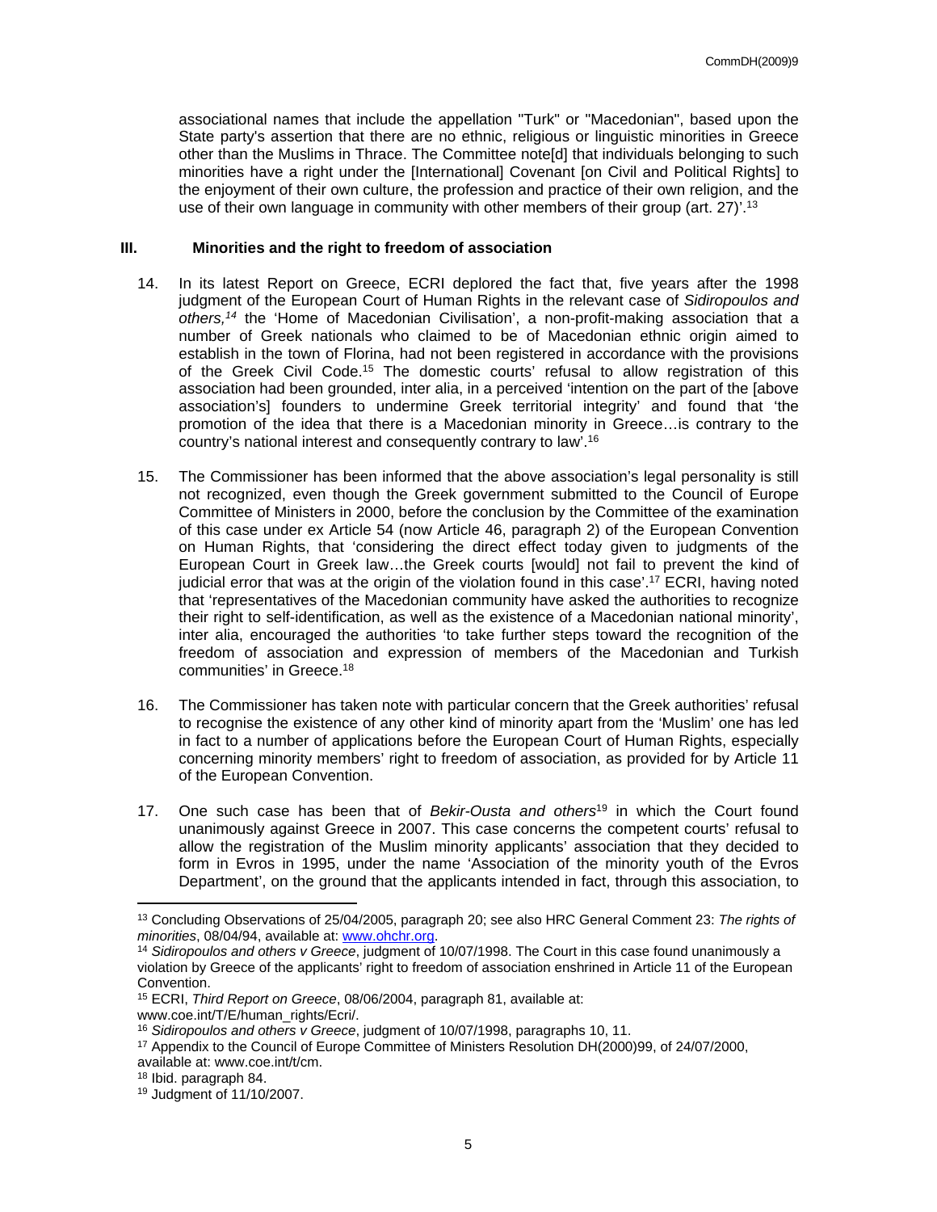associational names that include the appellation "Turk" or "Macedonian", based upon the State party's assertion that there are no ethnic, religious or linguistic minorities in Greece other than the Muslims in Thrace. The Committee note[d] that individuals belonging to such minorities have a right under the [International] Covenant [on Civil and Political Rights] to the enjoyment of their own culture, the profession and practice of their own religion, and the use of their own language in community with other members of their group (art. 27)'.[13]

## III. Minorities and the right to freedom of association

14. In its latest Report on Greece, ECRI deplored the fact that, five years after the 1998 judgment of the European Court of Human Rights in the relevant case of *Sidiropoulos and others,*[14] the 'Home of Macedonian Civilisation', a non-profit-making association that a number of Greek nationals who claimed to be of Macedonian ethnic origin aimed to establish in the town of Florina, had not been registered in accordance with the provisions of the Greek Civil Code.[15] The domestic courts' refusal to allow registration of this association had been grounded, inter alia, in a perceived 'intention on the part of the [above association's] founders to undermine Greek territorial integrity' and found that 'the promotion of the idea that there is a Macedonian minority in Greece…is contrary to the country's national interest and consequently contrary to law'.[16]

15. The Commissioner has been informed that the above association's legal personality is still not recognized, even though the Greek government submitted to the Council of Europe Committee of Ministers in 2000, before the conclusion by the Committee of the examination of this case under ex Article 54 (now Article 46, paragraph 2) of the European Convention on Human Rights, that 'considering the direct effect today given to judgments of the European Court in Greek law…the Greek courts [would] not fail to prevent the kind of judicial error that was at the origin of the violation found in this case'.[17] ECRI, having noted that 'representatives of the Macedonian community have asked the authorities to recognize their right to self-identification, as well as the existence of a Macedonian national minority', inter alia, encouraged the authorities 'to take further steps toward the recognition of the freedom of association and expression of members of the Macedonian and Turkish communities' in Greece.[18]

16. The Commissioner has taken note with particular concern that the Greek authorities' refusal to recognise the existence of any other kind of minority apart from the 'Muslim' one has led in fact to a number of applications before the European Court of Human Rights, especially concerning minority members' right to freedom of association, as provided for by Article 11 of the European Convention.

17. One such case has been that of *Bekir-Ousta and others*[19] in which the Court found unanimously against Greece in 2007. This case concerns the competent courts' refusal to allow the registration of the Muslim minority applicants' association that they decided to form in Evros in 1995, under the name 'Association of the minority youth of the Evros Department', on the ground that the applicants intended in fact, through this association, to

---

[13] Concluding Observations of 25/04/2005, paragraph 20; see also HRC General Comment 23: *The rights of minorities*, 08/04/94, available at: www.ohchr.org.

[14] *Sidiropoulos and others v Greece*, judgment of 10/07/1998. The Court in this case found unanimously a violation by Greece of the applicants' right to freedom of association enshrined in Article 11 of the European Convention.

[15] ECRI, *Third Report on Greece*, 08/06/2004, paragraph 81, available at: www.coe.int/T/E/human_rights/Ecri/.

[16] *Sidiropoulos and others v Greece*, judgment of 10/07/1998, paragraphs 10, 11.

[17] Appendix to the Council of Europe Committee of Ministers Resolution DH(2000)99, of 24/07/2000, available at: www.coe.int/t/cm.

[18] Ibid. paragraph 84.

[19] Judgment of 11/10/2007.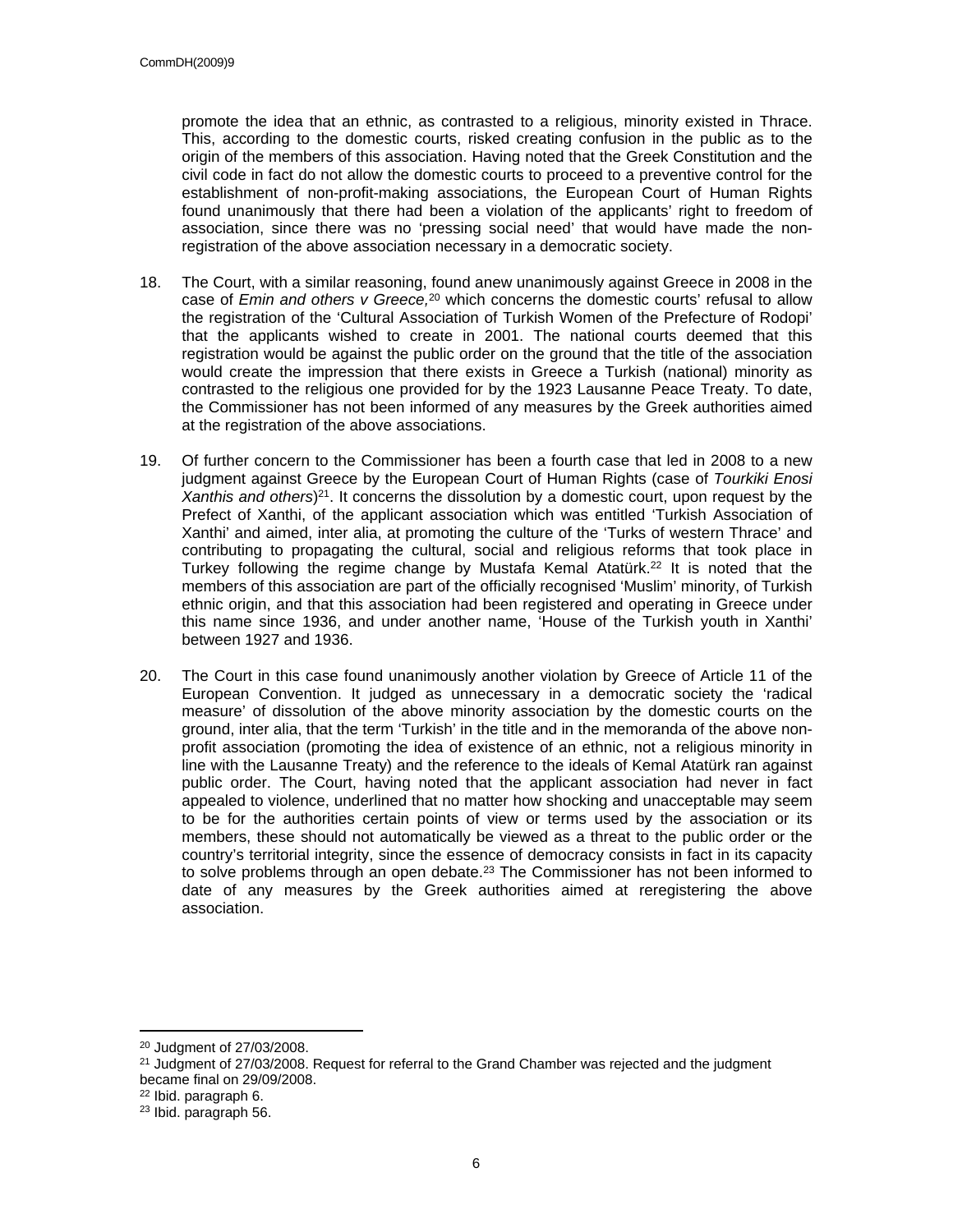promote the idea that an ethnic, as contrasted to a religious, minority existed in Thrace. This, according to the domestic courts, risked creating confusion in the public as to the origin of the members of this association. Having noted that the Greek Constitution and the civil code in fact do not allow the domestic courts to proceed to a preventive control for the establishment of non-profit-making associations, the European Court of Human Rights found unanimously that there had been a violation of the applicants' right to freedom of association, since there was no 'pressing social need' that would have made the non-registration of the above association necessary in a democratic society.

18. The Court, with a similar reasoning, found anew unanimously against Greece in 2008 in the case of *Emin and others v Greece,*[20] which concerns the domestic courts' refusal to allow the registration of the 'Cultural Association of Turkish Women of the Prefecture of Rodopi' that the applicants wished to create in 2001. The national courts deemed that this registration would be against the public order on the ground that the title of the association would create the impression that there exists in Greece a Turkish (national) minority as contrasted to the religious one provided for by the 1923 Lausanne Peace Treaty. To date, the Commissioner has not been informed of any measures by the Greek authorities aimed at the registration of the above associations.

19. Of further concern to the Commissioner has been a fourth case that led in 2008 to a new judgment against Greece by the European Court of Human Rights (case of *Tourkiki Enosi Xanthis and others*)[21]. It concerns the dissolution by a domestic court, upon request by the Prefect of Xanthi, of the applicant association which was entitled 'Turkish Association of Xanthi' and aimed, inter alia, at promoting the culture of the 'Turks of western Thrace' and contributing to propagating the cultural, social and religious reforms that took place in Turkey following the regime change by Mustafa Kemal Atatürk.[22] It is noted that the members of this association are part of the officially recognised 'Muslim' minority, of Turkish ethnic origin, and that this association had been registered and operating in Greece under this name since 1936, and under another name, 'House of the Turkish youth in Xanthi' between 1927 and 1936.

20. The Court in this case found unanimously another violation by Greece of Article 11 of the European Convention. It judged as unnecessary in a democratic society the 'radical measure' of dissolution of the above minority association by the domestic courts on the ground, inter alia, that the term 'Turkish' in the title and in the memoranda of the above non-profit association (promoting the idea of existence of an ethnic, not a religious minority in line with the Lausanne Treaty) and the reference to the ideals of Kemal Atatürk ran against public order. The Court, having noted that the applicant association had never in fact appealed to violence, underlined that no matter how shocking and unacceptable may seem to be for the authorities certain points of view or terms used by the association or its members, these should not automatically be viewed as a threat to the public order or the country's territorial integrity, since the essence of democracy consists in fact in its capacity to solve problems through an open debate.[23] The Commissioner has not been informed to date of any measures by the Greek authorities aimed at reregistering the above association.

---

[20] Judgment of 27/03/2008.

[21] Judgment of 27/03/2008. Request for referral to the Grand Chamber was rejected and the judgment became final on 29/09/2008.

[22] Ibid. paragraph 6.

[23] Ibid. paragraph 56.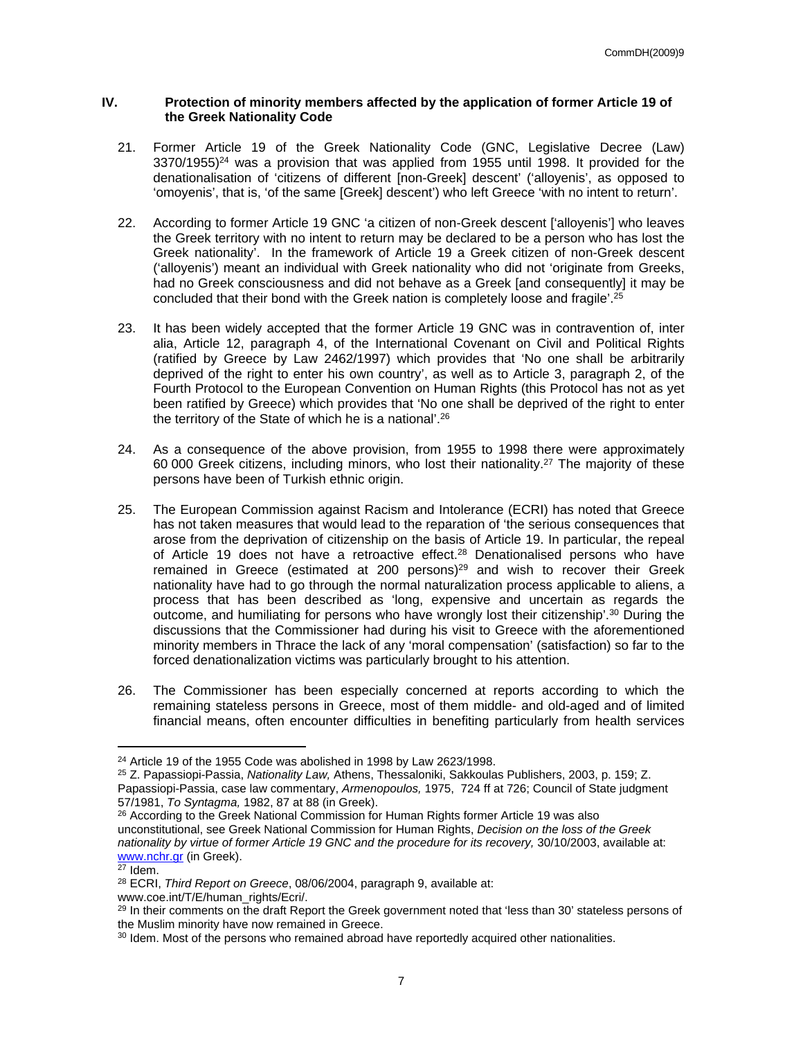## IV. Protection of minority members affected by the application of former Article 19 of the Greek Nationality Code

21. Former Article 19 of the Greek Nationality Code (GNC, Legislative Decree (Law) 3370/1955)[24] was a provision that was applied from 1955 until 1998. It provided for the denationalisation of 'citizens of different [non-Greek] descent' ('alloyenis', as opposed to 'omoyenis', that is, 'of the same [Greek] descent') who left Greece 'with no intent to return'.

22. According to former Article 19 GNC 'a citizen of non-Greek descent ['alloyenis'] who leaves the Greek territory with no intent to return may be declared to be a person who has lost the Greek nationality'. In the framework of Article 19 a Greek citizen of non-Greek descent ('alloyenis') meant an individual with Greek nationality who did not 'originate from Greeks, had no Greek consciousness and did not behave as a Greek [and consequently] it may be concluded that their bond with the Greek nation is completely loose and fragile'.[25]

23. It has been widely accepted that the former Article 19 GNC was in contravention of, inter alia, Article 12, paragraph 4, of the International Covenant on Civil and Political Rights (ratified by Greece by Law 2462/1997) which provides that 'No one shall be arbitrarily deprived of the right to enter his own country', as well as to Article 3, paragraph 2, of the Fourth Protocol to the European Convention on Human Rights (this Protocol has not as yet been ratified by Greece) which provides that 'No one shall be deprived of the right to enter the territory of the State of which he is a national'.[26]

24. As a consequence of the above provision, from 1955 to 1998 there were approximately 60 000 Greek citizens, including minors, who lost their nationality.[27] The majority of these persons have been of Turkish ethnic origin.

25. The European Commission against Racism and Intolerance (ECRI) has noted that Greece has not taken measures that would lead to the reparation of 'the serious consequences that arose from the deprivation of citizenship on the basis of Article 19. In particular, the repeal of Article 19 does not have a retroactive effect.[28] Denationalised persons who have remained in Greece (estimated at 200 persons)[29] and wish to recover their Greek nationality have had to go through the normal naturalization process applicable to aliens, a process that has been described as 'long, expensive and uncertain as regards the outcome, and humiliating for persons who have wrongly lost their citizenship'.[30] During the discussions that the Commissioner had during his visit to Greece with the aforementioned minority members in Thrace the lack of any 'moral compensation' (satisfaction) so far to the forced denationalization victims was particularly brought to his attention.

26. The Commissioner has been especially concerned at reports according to which the remaining stateless persons in Greece, most of them middle- and old-aged and of limited financial means, often encounter difficulties in benefiting particularly from health services

---

[24] Article 19 of the 1955 Code was abolished in 1998 by Law 2623/1998.

[25] Z. Papassiopi-Passia, *Nationality Law,* Athens, Thessaloniki, Sakkoulas Publishers, 2003, p. 159; Z. Papassiopi-Passia, case law commentary, *Armenopoulos,* 1975, 724 ff at 726; Council of State judgment 57/1981, *To Syntagma,* 1982, 87 at 88 (in Greek).

[26] According to the Greek National Commission for Human Rights former Article 19 was also unconstitutional, see Greek National Commission for Human Rights, *Decision on the loss of the Greek nationality by virtue of former Article 19 GNC and the procedure for its recovery,* 30/10/2003, available at: www.nchr.gr (in Greek).

[27] Idem.

[28] ECRI, *Third Report on Greece*, 08/06/2004, paragraph 9, available at: www.coe.int/T/E/human_rights/Ecri/.

[29] In their comments on the draft Report the Greek government noted that 'less than 30' stateless persons of the Muslim minority have now remained in Greece.

[30] Idem. Most of the persons who remained abroad have reportedly acquired other nationalities.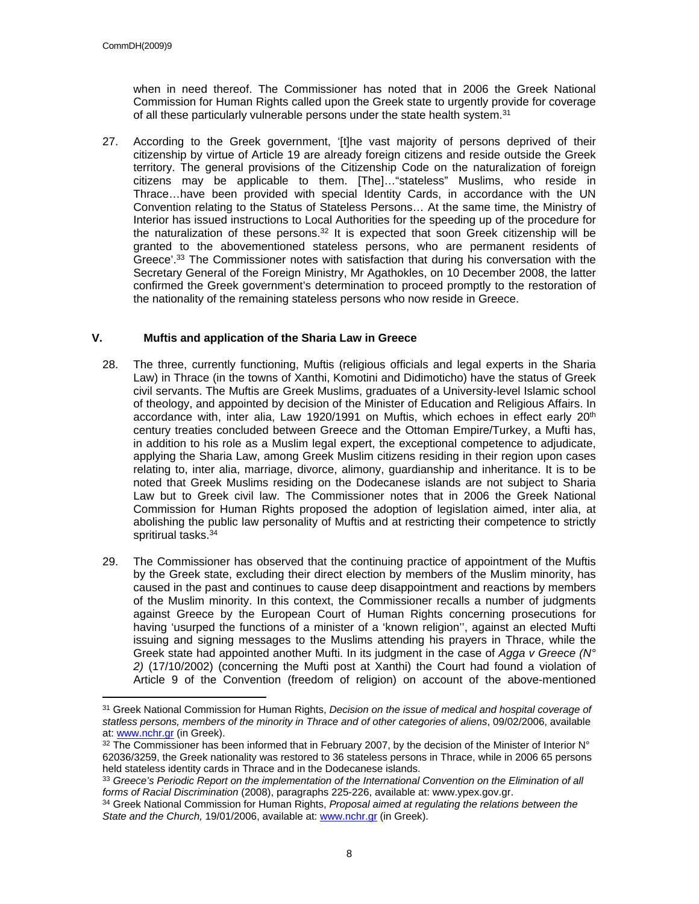when in need thereof. The Commissioner has noted that in 2006 the Greek National Commission for Human Rights called upon the Greek state to urgently provide for coverage of all these particularly vulnerable persons under the state health system.[31]

27. According to the Greek government, '[t]he vast majority of persons deprived of their citizenship by virtue of Article 19 are already foreign citizens and reside outside the Greek territory. The general provisions of the Citizenship Code on the naturalization of foreign citizens may be applicable to them. [The]…"stateless" Muslims, who reside in Thrace…have been provided with special Identity Cards, in accordance with the UN Convention relating to the Status of Stateless Persons… At the same time, the Ministry of Interior has issued instructions to Local Authorities for the speeding up of the procedure for the naturalization of these persons.[32] It is expected that soon Greek citizenship will be granted to the abovementioned stateless persons, who are permanent residents of Greece'.[33] The Commissioner notes with satisfaction that during his conversation with the Secretary General of the Foreign Ministry, Mr Agathokles, on 10 December 2008, the latter confirmed the Greek government's determination to proceed promptly to the restoration of the nationality of the remaining stateless persons who now reside in Greece.

## V. Muftis and application of the Sharia Law in Greece

28. The three, currently functioning, Muftis (religious officials and legal experts in the Sharia Law) in Thrace (in the towns of Xanthi, Komotini and Didimoticho) have the status of Greek civil servants. The Muftis are Greek Muslims, graduates of a University-level Islamic school of theology, and appointed by decision of the Minister of Education and Religious Affairs. In accordance with, inter alia, Law 1920/1991 on Muftis, which echoes in effect early 20th century treaties concluded between Greece and the Ottoman Empire/Turkey, a Mufti has, in addition to his role as a Muslim legal expert, the exceptional competence to adjudicate, applying the Sharia Law, among Greek Muslim citizens residing in their region upon cases relating to, inter alia, marriage, divorce, alimony, guardianship and inheritance. It is to be noted that Greek Muslims residing on the Dodecanese islands are not subject to Sharia Law but to Greek civil law. The Commissioner notes that in 2006 the Greek National Commission for Human Rights proposed the adoption of legislation aimed, inter alia, at abolishing the public law personality of Muftis and at restricting their competence to strictly spritirual tasks.[34]

29. The Commissioner has observed that the continuing practice of appointment of the Muftis by the Greek state, excluding their direct election by members of the Muslim minority, has caused in the past and continues to cause deep disappointment and reactions by members of the Muslim minority. In this context, the Commissioner recalls a number of judgments against Greece by the European Court of Human Rights concerning prosecutions for having 'usurped the functions of a minister of a 'known religion'', against an elected Mufti issuing and signing messages to the Muslims attending his prayers in Thrace, while the Greek state had appointed another Mufti. In its judgment in the case of *Agga v Greece (N° 2)* (17/10/2002) (concerning the Mufti post at Xanthi) the Court had found a violation of Article 9 of the Convention (freedom of religion) on account of the above-mentioned

---

[31] Greek National Commission for Human Rights, *Decision on the issue of medical and hospital coverage of statless persons, members of the minority in Thrace and of other categories of aliens*, 09/02/2006, available at: www.nchr.gr (in Greek).

[32] The Commissioner has been informed that in February 2007, by the decision of the Minister of Interior N° 62036/3259, the Greek nationality was restored to 36 stateless persons in Thrace, while in 2006 65 persons held stateless identity cards in Thrace and in the Dodecanese islands.

[33] *Greece's Periodic Report on the implementation of the International Convention on the Elimination of all forms of Racial Discrimination* (2008), paragraphs 225-226, available at: www.ypex.gov.gr.

[34] Greek National Commission for Human Rights, *Proposal aimed at regulating the relations between the State and the Church,* 19/01/2006, available at: www.nchr.gr (in Greek).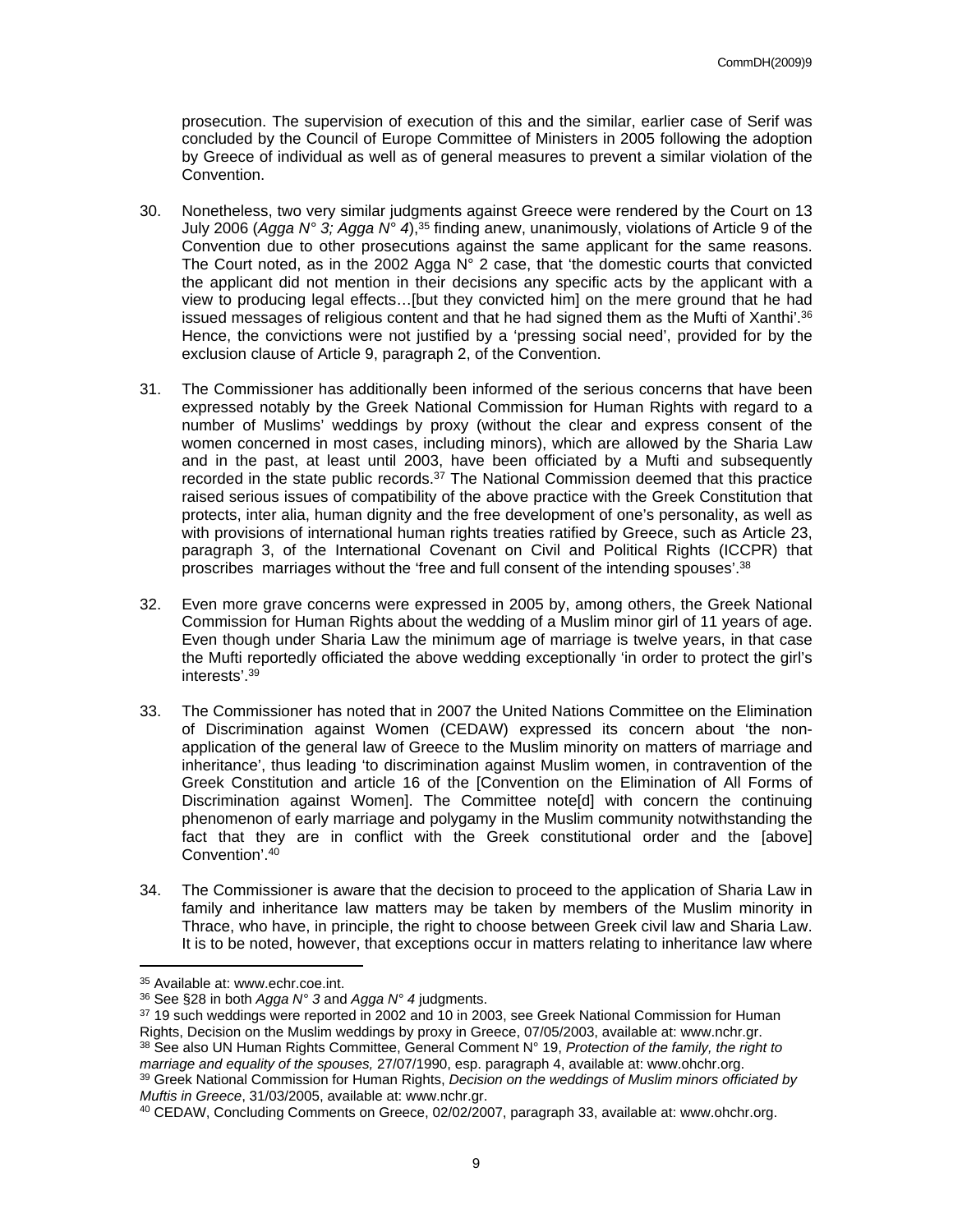prosecution. The supervision of execution of this and the similar, earlier case of Serif was concluded by the Council of Europe Committee of Ministers in 2005 following the adoption by Greece of individual as well as of general measures to prevent a similar violation of the Convention.

30. Nonetheless, two very similar judgments against Greece were rendered by the Court on 13 July 2006 (*Agga N° 3; Agga N° 4*),[35] finding anew, unanimously, violations of Article 9 of the Convention due to other prosecutions against the same applicant for the same reasons. The Court noted, as in the 2002 Agga N° 2 case, that 'the domestic courts that convicted the applicant did not mention in their decisions any specific acts by the applicant with a view to producing legal effects…[but they convicted him] on the mere ground that he had issued messages of religious content and that he had signed them as the Mufti of Xanthi'.[36] Hence, the convictions were not justified by a 'pressing social need', provided for by the exclusion clause of Article 9, paragraph 2, of the Convention.

31. The Commissioner has additionally been informed of the serious concerns that have been expressed notably by the Greek National Commission for Human Rights with regard to a number of Muslims' weddings by proxy (without the clear and express consent of the women concerned in most cases, including minors), which are allowed by the Sharia Law and in the past, at least until 2003, have been officiated by a Mufti and subsequently recorded in the state public records.[37] The National Commission deemed that this practice raised serious issues of compatibility of the above practice with the Greek Constitution that protects, inter alia, human dignity and the free development of one's personality, as well as with provisions of international human rights treaties ratified by Greece, such as Article 23, paragraph 3, of the International Covenant on Civil and Political Rights (ICCPR) that proscribes marriages without the 'free and full consent of the intending spouses'.[38]

32. Even more grave concerns were expressed in 2005 by, among others, the Greek National Commission for Human Rights about the wedding of a Muslim minor girl of 11 years of age. Even though under Sharia Law the minimum age of marriage is twelve years, in that case the Mufti reportedly officiated the above wedding exceptionally 'in order to protect the girl's interests'.[39]

33. The Commissioner has noted that in 2007 the United Nations Committee on the Elimination of Discrimination against Women (CEDAW) expressed its concern about 'the non-application of the general law of Greece to the Muslim minority on matters of marriage and inheritance', thus leading 'to discrimination against Muslim women, in contravention of the Greek Constitution and article 16 of the [Convention on the Elimination of All Forms of Discrimination against Women]. The Committee note[d] with concern the continuing phenomenon of early marriage and polygamy in the Muslim community notwithstanding the fact that they are in conflict with the Greek constitutional order and the [above] Convention'.[40]

34. The Commissioner is aware that the decision to proceed to the application of Sharia Law in family and inheritance law matters may be taken by members of the Muslim minority in Thrace, who have, in principle, the right to choose between Greek civil law and Sharia Law. It is to be noted, however, that exceptions occur in matters relating to inheritance law where

---

[35] Available at: www.echr.coe.int.

[36] See §28 in both *Agga N° 3* and *Agga N° 4* judgments.

[37] 19 such weddings were reported in 2002 and 10 in 2003, see Greek National Commission for Human Rights, Decision on the Muslim weddings by proxy in Greece, 07/05/2003, available at: www.nchr.gr.

[38] See also UN Human Rights Committee, General Comment N° 19, *Protection of the family, the right to marriage and equality of the spouses,* 27/07/1990, esp. paragraph 4, available at: www.ohchr.org.

[39] Greek National Commission for Human Rights, *Decision on the weddings of Muslim minors officiated by Muftis in Greece*, 31/03/2005, available at: www.nchr.gr.

[40] CEDAW, Concluding Comments on Greece, 02/02/2007, paragraph 33, available at: www.ohchr.org.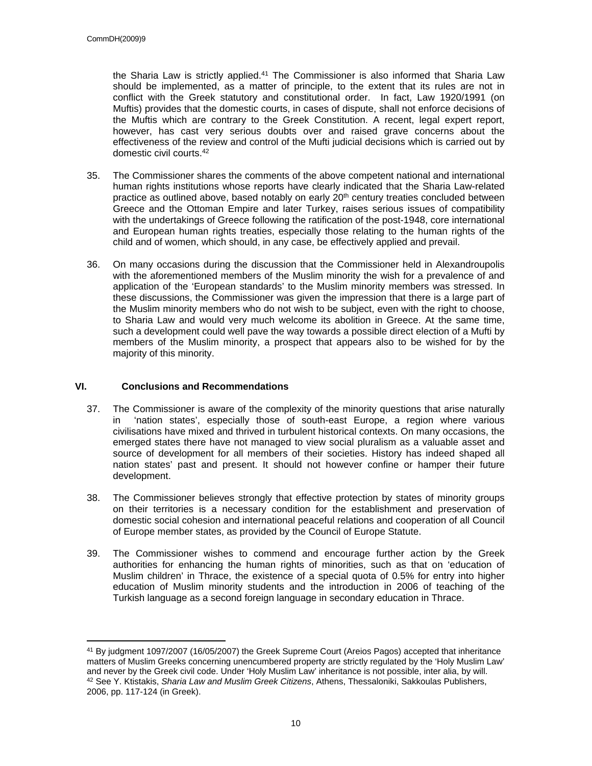the Sharia Law is strictly applied.[41] The Commissioner is also informed that Sharia Law should be implemented, as a matter of principle, to the extent that its rules are not in conflict with the Greek statutory and constitutional order. In fact, Law 1920/1991 (on Muftis) provides that the domestic courts, in cases of dispute, shall not enforce decisions of the Muftis which are contrary to the Greek Constitution. A recent, legal expert report, however, has cast very serious doubts over and raised grave concerns about the effectiveness of the review and control of the Mufti judicial decisions which is carried out by domestic civil courts.[42]

35. The Commissioner shares the comments of the above competent national and international human rights institutions whose reports have clearly indicated that the Sharia Law-related practice as outlined above, based notably on early 20th century treaties concluded between Greece and the Ottoman Empire and later Turkey, raises serious issues of compatibility with the undertakings of Greece following the ratification of the post-1948, core international and European human rights treaties, especially those relating to the human rights of the child and of women, which should, in any case, be effectively applied and prevail.

36. On many occasions during the discussion that the Commissioner held in Alexandroupolis with the aforementioned members of the Muslim minority the wish for a prevalence of and application of the 'European standards' to the Muslim minority members was stressed. In these discussions, the Commissioner was given the impression that there is a large part of the Muslim minority members who do not wish to be subject, even with the right to choose, to Sharia Law and would very much welcome its abolition in Greece. At the same time, such a development could well pave the way towards a possible direct election of a Mufti by members of the Muslim minority, a prospect that appears also to be wished for by the majority of this minority.

## VI. Conclusions and Recommendations

37. The Commissioner is aware of the complexity of the minority questions that arise naturally in 'nation states', especially those of south-east Europe, a region where various civilisations have mixed and thrived in turbulent historical contexts. On many occasions, the emerged states there have not managed to view social pluralism as a valuable asset and source of development for all members of their societies. History has indeed shaped all nation states' past and present. It should not however confine or hamper their future development.

38. The Commissioner believes strongly that effective protection by states of minority groups on their territories is a necessary condition for the establishment and preservation of domestic social cohesion and international peaceful relations and cooperation of all Council of Europe member states, as provided by the Council of Europe Statute.

39. The Commissioner wishes to commend and encourage further action by the Greek authorities for enhancing the human rights of minorities, such as that on 'education of Muslim children' in Thrace, the existence of a special quota of 0.5% for entry into higher education of Muslim minority students and the introduction in 2006 of teaching of the Turkish language as a second foreign language in secondary education in Thrace.

---

[41] By judgment 1097/2007 (16/05/2007) the Greek Supreme Court (Areios Pagos) accepted that inheritance matters of Muslim Greeks concerning unencumbered property are strictly regulated by the 'Holy Muslim Law' and never by the Greek civil code. Under 'Holy Muslim Law' inheritance is not possible, inter alia, by will.

[42] See Y. Ktistakis, *Sharia Law and Muslim Greek Citizens*, Athens, Thessaloniki, Sakkoulas Publishers, 2006, pp. 117-124 (in Greek).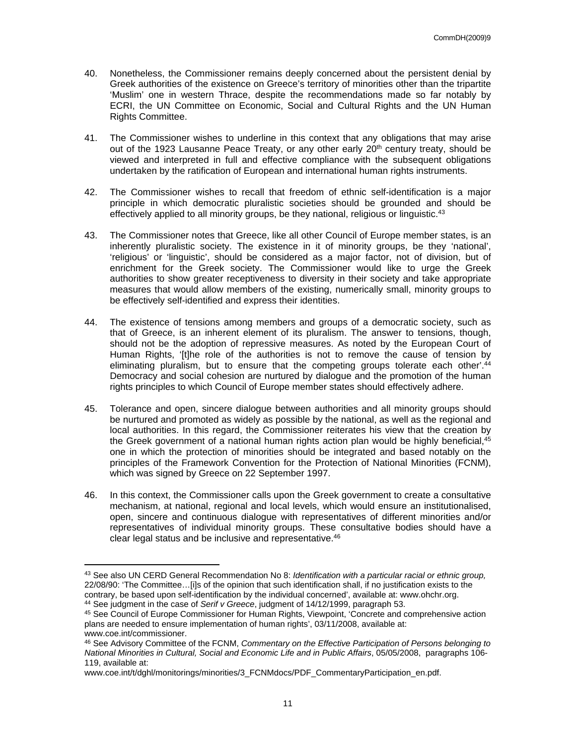40. Nonetheless, the Commissioner remains deeply concerned about the persistent denial by Greek authorities of the existence on Greece's territory of minorities other than the tripartite 'Muslim' one in western Thrace, despite the recommendations made so far notably by ECRI, the UN Committee on Economic, Social and Cultural Rights and the UN Human Rights Committee.

41. The Commissioner wishes to underline in this context that any obligations that may arise out of the 1923 Lausanne Peace Treaty, or any other early 20th century treaty, should be viewed and interpreted in full and effective compliance with the subsequent obligations undertaken by the ratification of European and international human rights instruments.

42. The Commissioner wishes to recall that freedom of ethnic self-identification is a major principle in which democratic pluralistic societies should be grounded and should be effectively applied to all minority groups, be they national, religious or linguistic.[43]

43. The Commissioner notes that Greece, like all other Council of Europe member states, is an inherently pluralistic society. The existence in it of minority groups, be they 'national', 'religious' or 'linguistic', should be considered as a major factor, not of division, but of enrichment for the Greek society. The Commissioner would like to urge the Greek authorities to show greater receptiveness to diversity in their society and take appropriate measures that would allow members of the existing, numerically small, minority groups to be effectively self-identified and express their identities.

44. The existence of tensions among members and groups of a democratic society, such as that of Greece, is an inherent element of its pluralism. The answer to tensions, though, should not be the adoption of repressive measures. As noted by the European Court of Human Rights, '[t]he role of the authorities is not to remove the cause of tension by eliminating pluralism, but to ensure that the competing groups tolerate each other'.[44] Democracy and social cohesion are nurtured by dialogue and the promotion of the human rights principles to which Council of Europe member states should effectively adhere.

45. Tolerance and open, sincere dialogue between authorities and all minority groups should be nurtured and promoted as widely as possible by the national, as well as the regional and local authorities. In this regard, the Commissioner reiterates his view that the creation by the Greek government of a national human rights action plan would be highly beneficial,[45] one in which the protection of minorities should be integrated and based notably on the principles of the Framework Convention for the Protection of National Minorities (FCNM), which was signed by Greece on 22 September 1997.

46. In this context, the Commissioner calls upon the Greek government to create a consultative mechanism, at national, regional and local levels, which would ensure an institutionalised, open, sincere and continuous dialogue with representatives of different minorities and/or representatives of individual minority groups. These consultative bodies should have a clear legal status and be inclusive and representative.[46]

---

[43] See also UN CERD General Recommendation No 8: *Identification with a particular racial or ethnic group,* 22/08/90: 'The Committee…[i]s of the opinion that such identification shall, if no justification exists to the contrary, be based upon self-identification by the individual concerned', available at: www.ohchr.org.

[44] See judgment in the case of *Serif v Greece*, judgment of 14/12/1999, paragraph 53.

[45] See Council of Europe Commissioner for Human Rights, Viewpoint, 'Concrete and comprehensive action plans are needed to ensure implementation of human rights', 03/11/2008, available at: www.coe.int/commissioner.

[46] See Advisory Committee of the FCNM, *Commentary on the Effective Participation of Persons belonging to National Minorities in Cultural, Social and Economic Life and in Public Affairs*, 05/05/2008, paragraphs 106-119, available at: www.coe.int/t/dghl/monitorings/minorities/3_FCNMdocs/PDF_CommentaryParticipation_en.pdf.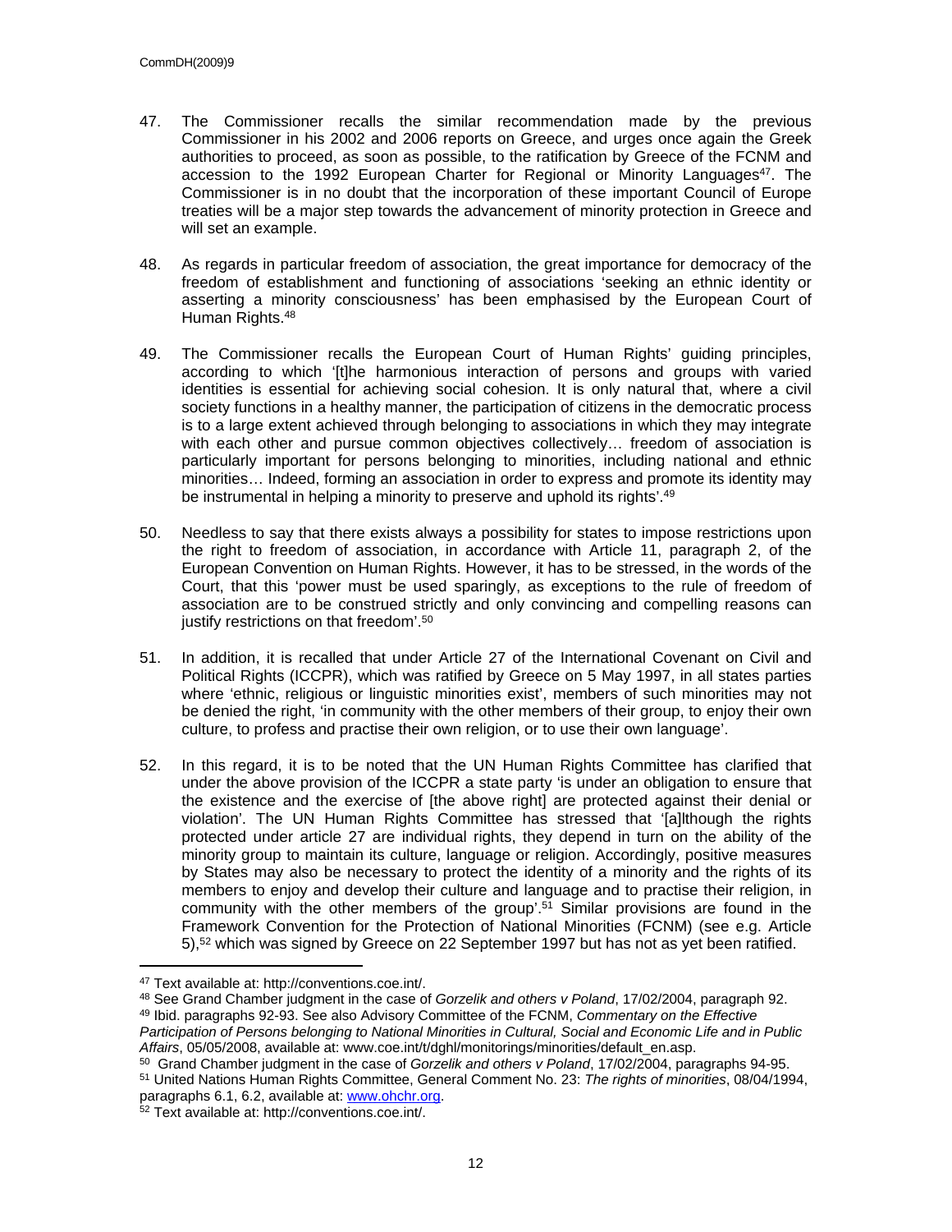47. The Commissioner recalls the similar recommendation made by the previous Commissioner in his 2002 and 2006 reports on Greece, and urges once again the Greek authorities to proceed, as soon as possible, to the ratification by Greece of the FCNM and accession to the 1992 European Charter for Regional or Minority Languages[47]. The Commissioner is in no doubt that the incorporation of these important Council of Europe treaties will be a major step towards the advancement of minority protection in Greece and will set an example.

48. As regards in particular freedom of association, the great importance for democracy of the freedom of establishment and functioning of associations 'seeking an ethnic identity or asserting a minority consciousness' has been emphasised by the European Court of Human Rights.[48]

49. The Commissioner recalls the European Court of Human Rights' guiding principles, according to which '[t]he harmonious interaction of persons and groups with varied identities is essential for achieving social cohesion. It is only natural that, where a civil society functions in a healthy manner, the participation of citizens in the democratic process is to a large extent achieved through belonging to associations in which they may integrate with each other and pursue common objectives collectively… freedom of association is particularly important for persons belonging to minorities, including national and ethnic minorities… Indeed, forming an association in order to express and promote its identity may be instrumental in helping a minority to preserve and uphold its rights'.[49]

50. Needless to say that there exists always a possibility for states to impose restrictions upon the right to freedom of association, in accordance with Article 11, paragraph 2, of the European Convention on Human Rights. However, it has to be stressed, in the words of the Court, that this 'power must be used sparingly, as exceptions to the rule of freedom of association are to be construed strictly and only convincing and compelling reasons can justify restrictions on that freedom'.[50]

51. In addition, it is recalled that under Article 27 of the International Covenant on Civil and Political Rights (ICCPR), which was ratified by Greece on 5 May 1997, in all states parties where 'ethnic, religious or linguistic minorities exist', members of such minorities may not be denied the right, 'in community with the other members of their group, to enjoy their own culture, to profess and practise their own religion, or to use their own language'.

52. In this regard, it is to be noted that the UN Human Rights Committee has clarified that under the above provision of the ICCPR a state party 'is under an obligation to ensure that the existence and the exercise of [the above right] are protected against their denial or violation'. The UN Human Rights Committee has stressed that '[a]lthough the rights protected under article 27 are individual rights, they depend in turn on the ability of the minority group to maintain its culture, language or religion. Accordingly, positive measures by States may also be necessary to protect the identity of a minority and the rights of its members to enjoy and develop their culture and language and to practise their religion, in community with the other members of the group'.[51] Similar provisions are found in the Framework Convention for the Protection of National Minorities (FCNM) (see e.g. Article 5),[52] which was signed by Greece on 22 September 1997 but has not as yet been ratified.

---

[47] Text available at: http://conventions.coe.int/.

[48] See Grand Chamber judgment in the case of *Gorzelik and others v Poland*, 17/02/2004, paragraph 92.

[49] Ibid. paragraphs 92-93. See also Advisory Committee of the FCNM, *Commentary on the Effective Participation of Persons belonging to National Minorities in Cultural, Social and Economic Life and in Public Affairs*, 05/05/2008, available at: www.coe.int/t/dghl/monitorings/minorities/default_en.asp.

[50] Grand Chamber judgment in the case of *Gorzelik and others v Poland*, 17/02/2004, paragraphs 94-95.

[51] United Nations Human Rights Committee, General Comment No. 23: *The rights of minorities*, 08/04/1994, paragraphs 6.1, 6.2, available at: www.ohchr.org.

[52] Text available at: http://conventions.coe.int/.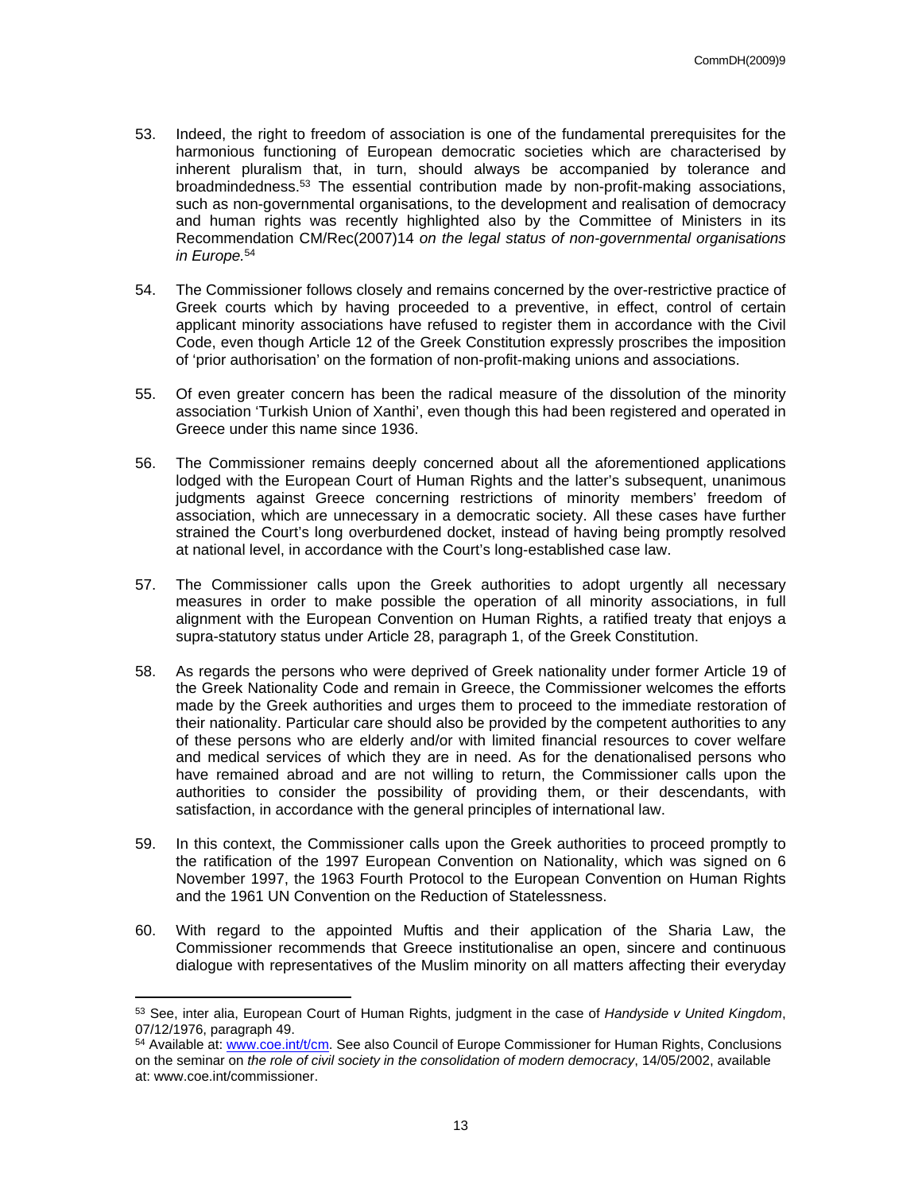53. Indeed, the right to freedom of association is one of the fundamental prerequisites for the harmonious functioning of European democratic societies which are characterised by inherent pluralism that, in turn, should always be accompanied by tolerance and broadmindedness.[53] The essential contribution made by non-profit-making associations, such as non-governmental organisations, to the development and realisation of democracy and human rights was recently highlighted also by the Committee of Ministers in its Recommendation CM/Rec(2007)14 *on the legal status of non-governmental organisations in Europe.*[54]

54. The Commissioner follows closely and remains concerned by the over-restrictive practice of Greek courts which by having proceeded to a preventive, in effect, control of certain applicant minority associations have refused to register them in accordance with the Civil Code, even though Article 12 of the Greek Constitution expressly proscribes the imposition of 'prior authorisation' on the formation of non-profit-making unions and associations.

55. Of even greater concern has been the radical measure of the dissolution of the minority association 'Turkish Union of Xanthi', even though this had been registered and operated in Greece under this name since 1936.

56. The Commissioner remains deeply concerned about all the aforementioned applications lodged with the European Court of Human Rights and the latter's subsequent, unanimous judgments against Greece concerning restrictions of minority members' freedom of association, which are unnecessary in a democratic society. All these cases have further strained the Court's long overburdened docket, instead of having being promptly resolved at national level, in accordance with the Court's long-established case law.

57. The Commissioner calls upon the Greek authorities to adopt urgently all necessary measures in order to make possible the operation of all minority associations, in full alignment with the European Convention on Human Rights, a ratified treaty that enjoys a supra-statutory status under Article 28, paragraph 1, of the Greek Constitution.

58. As regards the persons who were deprived of Greek nationality under former Article 19 of the Greek Nationality Code and remain in Greece, the Commissioner welcomes the efforts made by the Greek authorities and urges them to proceed to the immediate restoration of their nationality. Particular care should also be provided by the competent authorities to any of these persons who are elderly and/or with limited financial resources to cover welfare and medical services of which they are in need. As for the denationalised persons who have remained abroad and are not willing to return, the Commissioner calls upon the authorities to consider the possibility of providing them, or their descendants, with satisfaction, in accordance with the general principles of international law.

59. In this context, the Commissioner calls upon the Greek authorities to proceed promptly to the ratification of the 1997 European Convention on Nationality, which was signed on 6 November 1997, the 1963 Fourth Protocol to the European Convention on Human Rights and the 1961 UN Convention on the Reduction of Statelessness.

60. With regard to the appointed Muftis and their application of the Sharia Law, the Commissioner recommends that Greece institutionalise an open, sincere and continuous dialogue with representatives of the Muslim minority on all matters affecting their everyday

---

[53] See, inter alia, European Court of Human Rights, judgment in the case of *Handyside v United Kingdom*, 07/12/1976, paragraph 49.

[54] Available at: www.coe.int/t/cm. See also Council of Europe Commissioner for Human Rights, Conclusions on the seminar on *the role of civil society in the consolidation of modern democracy*, 14/05/2002, available at: www.coe.int/commissioner.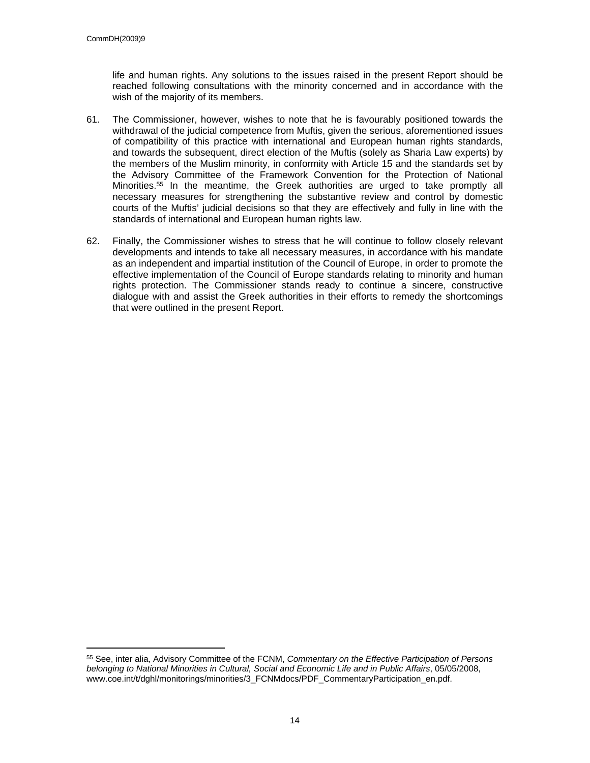life and human rights. Any solutions to the issues raised in the present Report should be reached following consultations with the minority concerned and in accordance with the wish of the majority of its members.

61. The Commissioner, however, wishes to note that he is favourably positioned towards the withdrawal of the judicial competence from Muftis, given the serious, aforementioned issues of compatibility of this practice with international and European human rights standards, and towards the subsequent, direct election of the Muftis (solely as Sharia Law experts) by the members of the Muslim minority, in conformity with Article 15 and the standards set by the Advisory Committee of the Framework Convention for the Protection of National Minorities.[55] In the meantime, the Greek authorities are urged to take promptly all necessary measures for strengthening the substantive review and control by domestic courts of the Muftis' judicial decisions so that they are effectively and fully in line with the standards of international and European human rights law.

62. Finally, the Commissioner wishes to stress that he will continue to follow closely relevant developments and intends to take all necessary measures, in accordance with his mandate as an independent and impartial institution of the Council of Europe, in order to promote the effective implementation of the Council of Europe standards relating to minority and human rights protection. The Commissioner stands ready to continue a sincere, constructive dialogue with and assist the Greek authorities in their efforts to remedy the shortcomings that were outlined in the present Report.

---

[55] See, inter alia, Advisory Committee of the FCNM, *Commentary on the Effective Participation of Persons belonging to National Minorities in Cultural, Social and Economic Life and in Public Affairs*, 05/05/2008, www.coe.int/t/dghl/monitorings/minorities/3_FCNMdocs/PDF_CommentaryParticipation_en.pdf.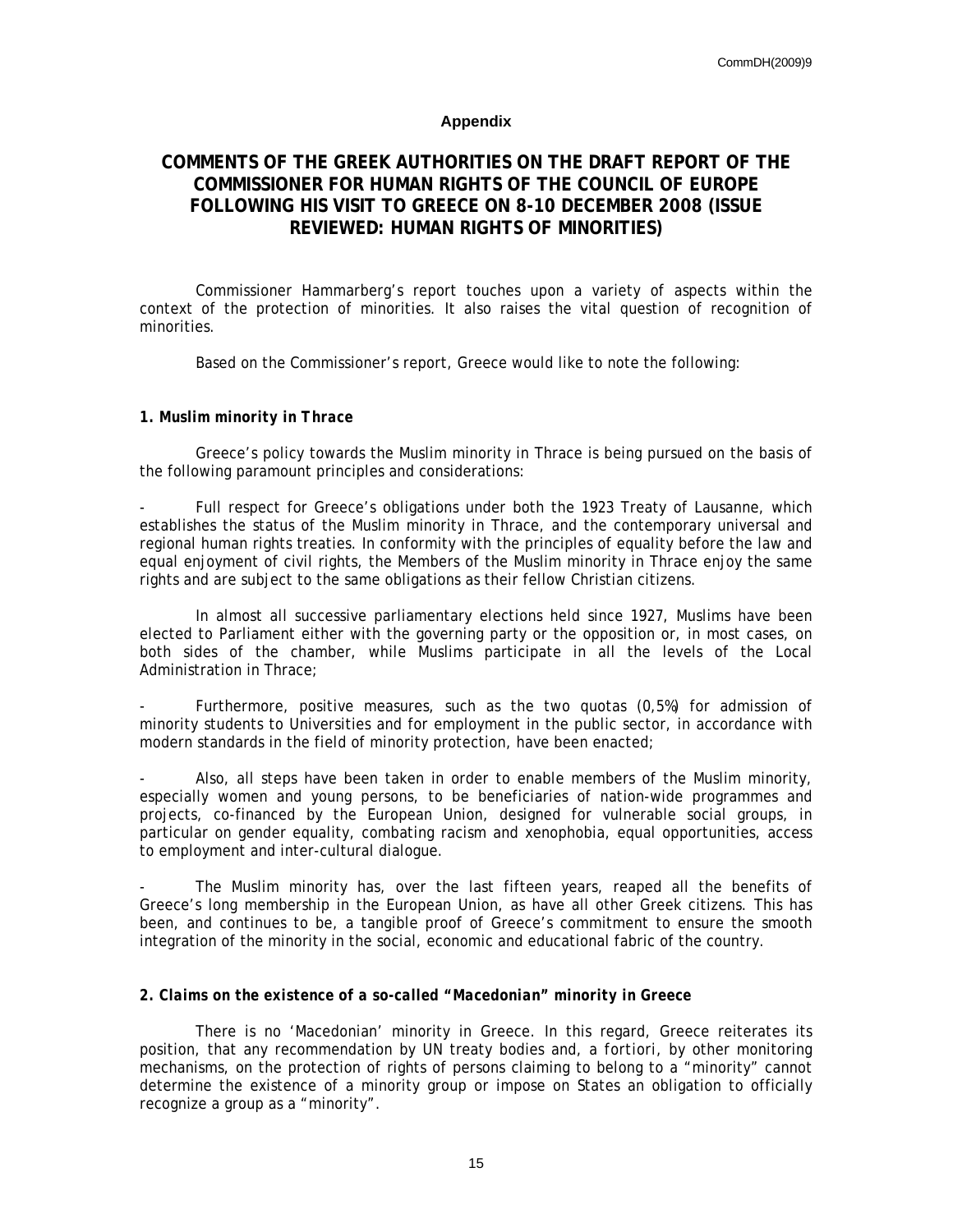**Appendix**

# COMMENTS OF THE GREEK AUTHORITIES ON THE DRAFT REPORT OF THE COMMISSIONER FOR HUMAN RIGHTS OF THE COUNCIL OF EUROPE FOLLOWING HIS VISIT TO GREECE ON 8-10 DECEMBER 2008 (ISSUE REVIEWED: HUMAN RIGHTS OF MINORITIES)

Commissioner Hammarberg's report touches upon a variety of aspects within the context of the protection of minorities. It also raises the vital question of recognition of minorities.

Based on the Commissioner's report, Greece would like to note the following:

***1. Muslim minority in Thrace***

Greece's policy towards the Muslim minority in Thrace is being pursued on the basis of the following paramount principles and considerations:

- Full respect for Greece's obligations under both the 1923 Treaty of Lausanne, which establishes the status of the Muslim minority in Thrace, and the contemporary universal and regional human rights treaties. In conformity with the principles of equality before the law and equal enjoyment of civil rights, the Members of the Muslim minority in Thrace enjoy the same rights and are subject to the same obligations as their fellow Christian citizens.

In almost all successive parliamentary elections held since 1927, Muslims have been elected to Parliament either with the governing party or the opposition or, in most cases, on both sides of the chamber, while Muslims participate in all the levels of the Local Administration in Thrace;

- Furthermore, positive measures, such as the two quotas (0,5%) for admission of minority students to Universities and for employment in the public sector, in accordance with modern standards in the field of minority protection, have been enacted;

- Also, all steps have been taken in order to enable members of the Muslim minority, especially women and young persons, to be beneficiaries of nation-wide programmes and projects, co-financed by the European Union, designed for vulnerable social groups, in particular on gender equality, combating racism and xenophobia, equal opportunities, access to employment and inter-cultural dialogue.

- The Muslim minority has, over the last fifteen years, reaped all the benefits of Greece's long membership in the European Union, as have all other Greek citizens. This has been, and continues to be, a tangible proof of Greece's commitment to ensure the smooth integration of the minority in the social, economic and educational fabric of the country.

***2. Claims on the existence of a so-called "Macedonian" minority in Greece***

There is no 'Macedonian' minority in Greece. In this regard, Greece reiterates its position, that any recommendation by UN treaty bodies and, *a fortiori*, by other monitoring mechanisms, on the protection of rights of persons claiming to belong to a "minority" cannot determine the existence of a minority group or impose on States an obligation to officially recognize a group as a "minority".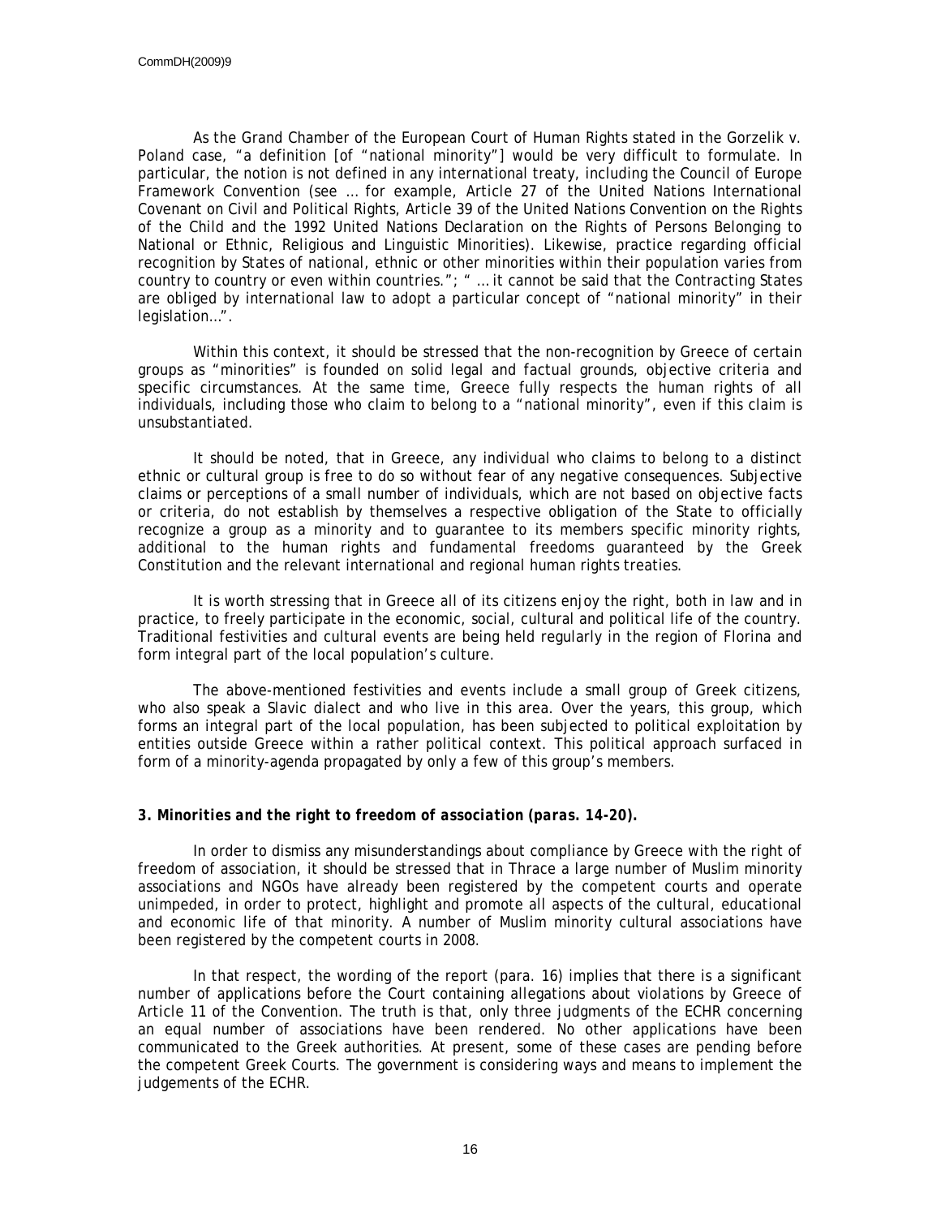As the Grand Chamber of the European Court of Human Rights stated in the Gorzelik v. Poland case, "a definition [of "national minority"] would be very difficult to formulate. In particular, the notion is not defined in any international treaty, including the Council of Europe Framework Convention (see … for example, Article 27 of the United Nations International Covenant on Civil and Political Rights, Article 39 of the United Nations Convention on the Rights of the Child and the 1992 United Nations Declaration on the Rights of Persons Belonging to National or Ethnic, Religious and Linguistic Minorities). Likewise, practice regarding official recognition by States of national, ethnic or other minorities within their population varies from country to country or even within countries."; " … it cannot be said that the Contracting States are obliged by international law to adopt a particular concept of "national minority" in their legislation…".

Within this context, it should be stressed that the non-recognition by Greece of certain groups as "minorities" is founded on solid legal and factual grounds, objective criteria and specific circumstances. At the same time, Greece fully respects the human rights of all individuals, including those who claim to belong to a "national minority", even if this claim is unsubstantiated.

It should be noted, that in Greece, any individual who claims to belong to a distinct ethnic or cultural group is free to do so without fear of any negative consequences. Subjective claims or perceptions of a small number of individuals, which are not based on objective facts or criteria, do not establish by themselves a respective obligation of the State to officially recognize a group as a minority and to guarantee to its members specific minority rights, additional to the human rights and fundamental freedoms guaranteed by the Greek Constitution and the relevant international and regional human rights treaties.

It is worth stressing that in Greece all of its citizens enjoy the right, both in law and in practice, to freely participate in the economic, social, cultural and political life of the country. Traditional festivities and cultural events are being held regularly in the region of Florina and form integral part of the local population's culture.

The above-mentioned festivities and events include a small group of Greek citizens, who also speak a Slavic dialect and who live in this area. Over the years, this group, which forms an integral part of the local population, has been subjected to political exploitation by entities outside Greece within a rather political context. This political approach surfaced in form of a minority-agenda propagated by only a few of this group's members.

### *3. Minorities and the right to freedom of association (paras. 14-20).*

In order to dismiss any misunderstandings about compliance by Greece with the right of freedom of association, it should be stressed that in Thrace a large number of Muslim minority associations and NGOs have already been registered by the competent courts and operate unimpeded, in order to protect, highlight and promote all aspects of the cultural, educational and economic life of that minority. A number of Muslim minority cultural associations have been registered by the competent courts in 2008.

In that respect, the wording of the report (para. 16) implies that there is a significant number of applications before the Court containing allegations about violations by Greece of Article 11 of the Convention. The truth is that, only three judgments of the ECHR concerning an equal number of associations have been rendered. No other applications have been communicated to the Greek authorities. At present, some of these cases are pending before the competent Greek Courts. The government is considering ways and means to implement the judgements of the ECHR.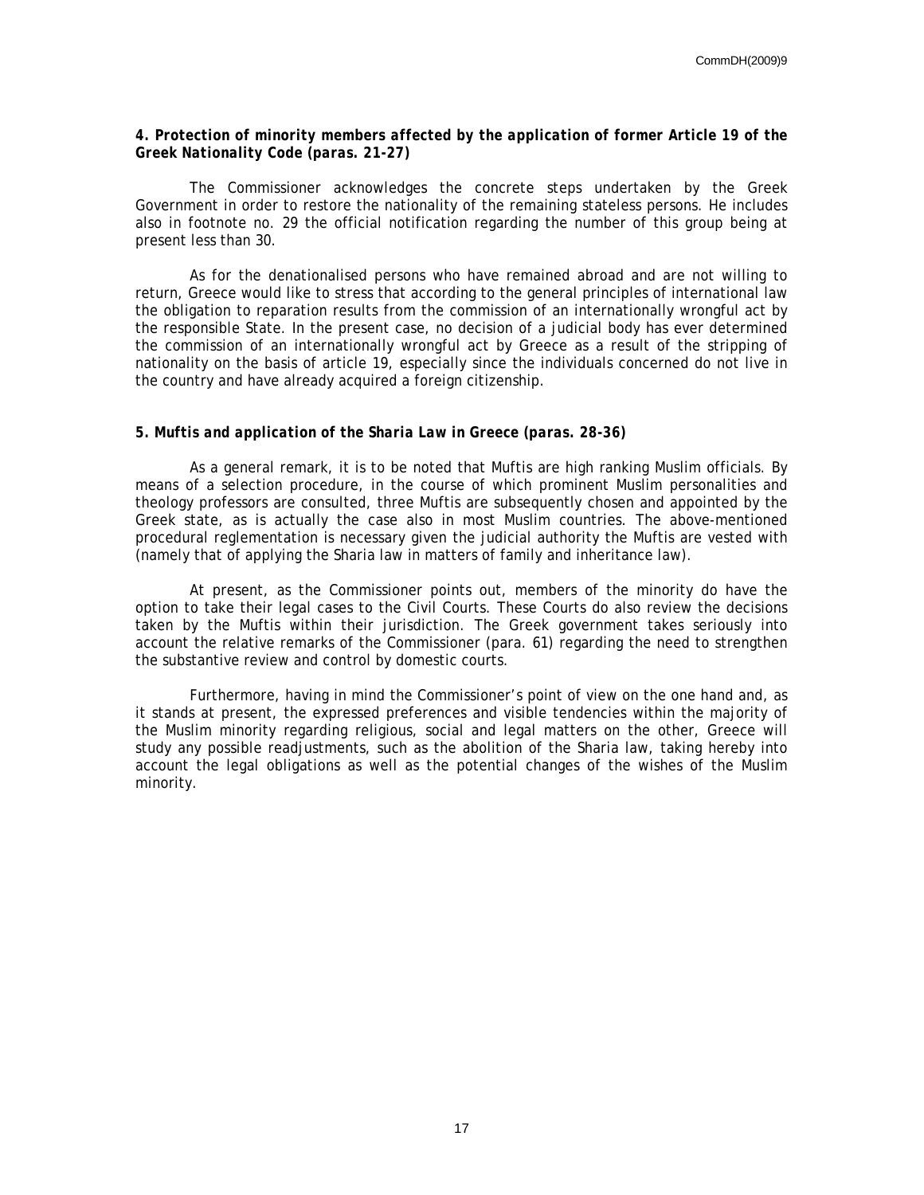#### *4. Protection of minority members affected by the application of former Article 19 of the Greek Nationality Code (paras. 21-27)*

The Commissioner acknowledges the concrete steps undertaken by the Greek Government in order to restore the nationality of the remaining stateless persons. He includes also in footnote no. 29 the official notification regarding the number of this group being at present less than 30.

As for the denationalised persons who have remained abroad and are not willing to return, Greece would like to stress that according to the general principles of international law the obligation to reparation results from the commission of an internationally wrongful act by the responsible State. In the present case, no decision of a judicial body has ever determined the commission of an internationally wrongful act by Greece as a result of the stripping of nationality on the basis of article 19, especially since the individuals concerned do not live in the country and have already acquired a foreign citizenship.

#### *5. Muftis and application of the Sharia Law in Greece (paras. 28-36)*

As a general remark, it is to be noted that Muftis are high ranking Muslim officials. By means of a selection procedure, in the course of which prominent Muslim personalities and theology professors are consulted, three Muftis are subsequently chosen and appointed by the Greek state, as is actually the case also in most Muslim countries. The above-mentioned procedural reglementation is necessary given the judicial authority the Muftis are vested with (namely that of applying the Sharia law in matters of family and inheritance law).

At present, as the Commissioner points out, members of the minority do have the option to take their legal cases to the Civil Courts. These Courts do also review the decisions taken by the Muftis within their jurisdiction. The Greek government takes seriously into account the relative remarks of the Commissioner (para. 61) regarding the need to strengthen the substantive review and control by domestic courts.

Furthermore, having in mind the Commissioner's point of view on the one hand and, as it stands at present, the expressed preferences and visible tendencies within the majority of the Muslim minority regarding religious, social and legal matters on the other, Greece will study any possible readjustments, such as the abolition of the Sharia law, taking hereby into account the legal obligations as well as the potential changes of the wishes of the Muslim minority.